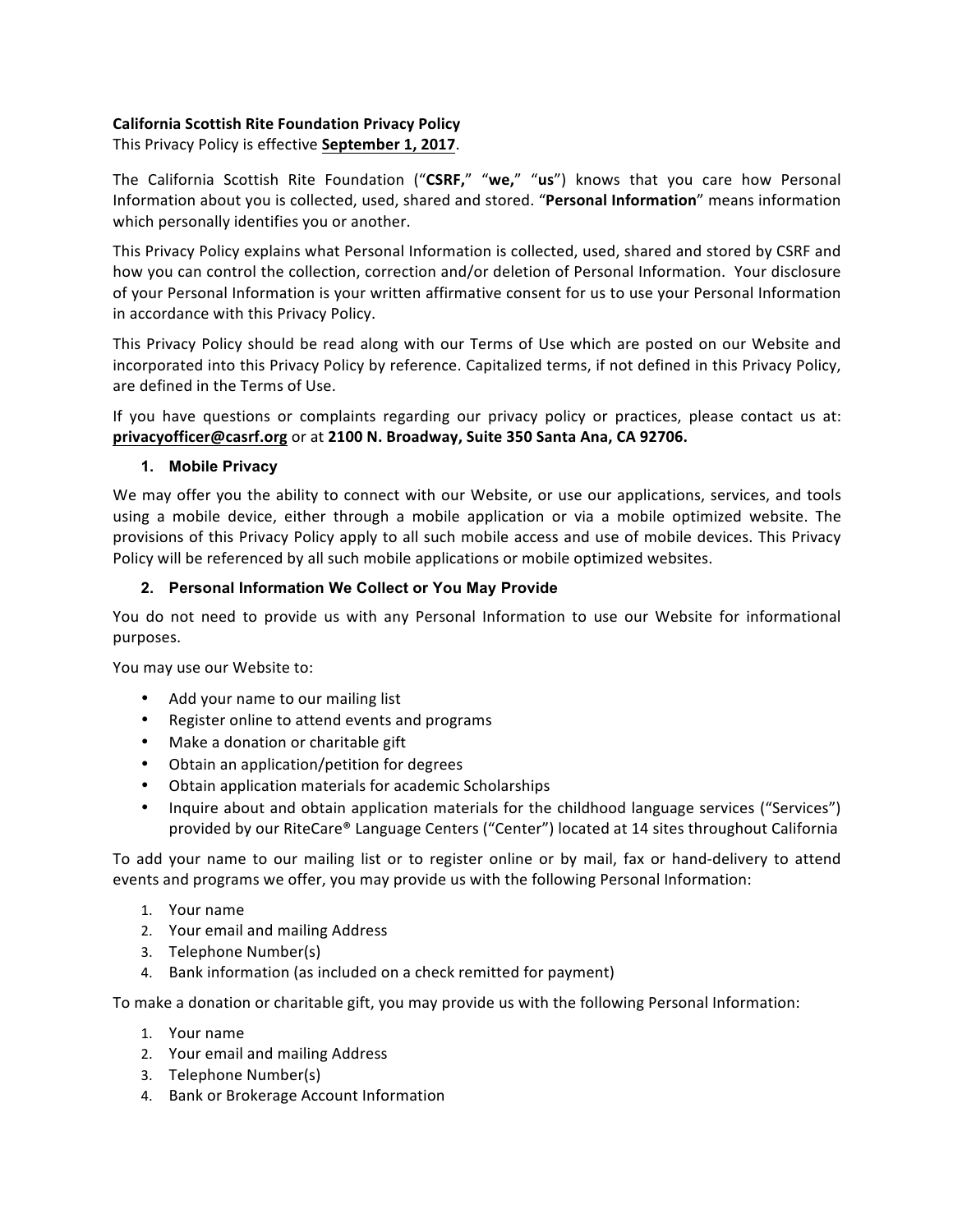**California Scottish Rite Foundation Privacy Policy**
This Privacy Policy is effective **September 1, 2017**.

The California Scottish Rite Foundation ("**CSRF,**" "**we,**" "**us**") knows that you care how Personal Information about you is collected, used, shared and stored. "**Personal Information**" means information which personally identifies you or another.

This Privacy Policy explains what Personal Information is collected, used, shared and stored by CSRF and how you can control the collection, correction and/or deletion of Personal Information. Your disclosure of your Personal Information is your written affirmative consent for us to use your Personal Information in accordance with this Privacy Policy.

This Privacy Policy should be read along with our Terms of Use which are posted on our Website and incorporated into this Privacy Policy by reference. Capitalized terms, if not defined in this Privacy Policy, are defined in the Terms of Use.

If you have questions or complaints regarding our privacy policy or practices, please contact us at: **privacyofficer@casrf.org** or at **2100 N. Broadway, Suite 350 Santa Ana, CA 92706.**

## 1. Mobile Privacy

We may offer you the ability to connect with our Website, or use our applications, services, and tools using a mobile device, either through a mobile application or via a mobile optimized website. The provisions of this Privacy Policy apply to all such mobile access and use of mobile devices. This Privacy Policy will be referenced by all such mobile applications or mobile optimized websites.

## 2. Personal Information We Collect or You May Provide

You do not need to provide us with any Personal Information to use our Website for informational purposes.

You may use our Website to:

- Add your name to our mailing list
- Register online to attend events and programs
- Make a donation or charitable gift
- Obtain an application/petition for degrees
- Obtain application materials for academic Scholarships
- Inquire about and obtain application materials for the childhood language services ("Services") provided by our RiteCare® Language Centers ("Center") located at 14 sites throughout California

To add your name to our mailing list or to register online or by mail, fax or hand-delivery to attend events and programs we offer, you may provide us with the following Personal Information:

1. Your name
2. Your email and mailing Address
3. Telephone Number(s)
4. Bank information (as included on a check remitted for payment)

To make a donation or charitable gift, you may provide us with the following Personal Information:

1. Your name
2. Your email and mailing Address
3. Telephone Number(s)
4. Bank or Brokerage Account Information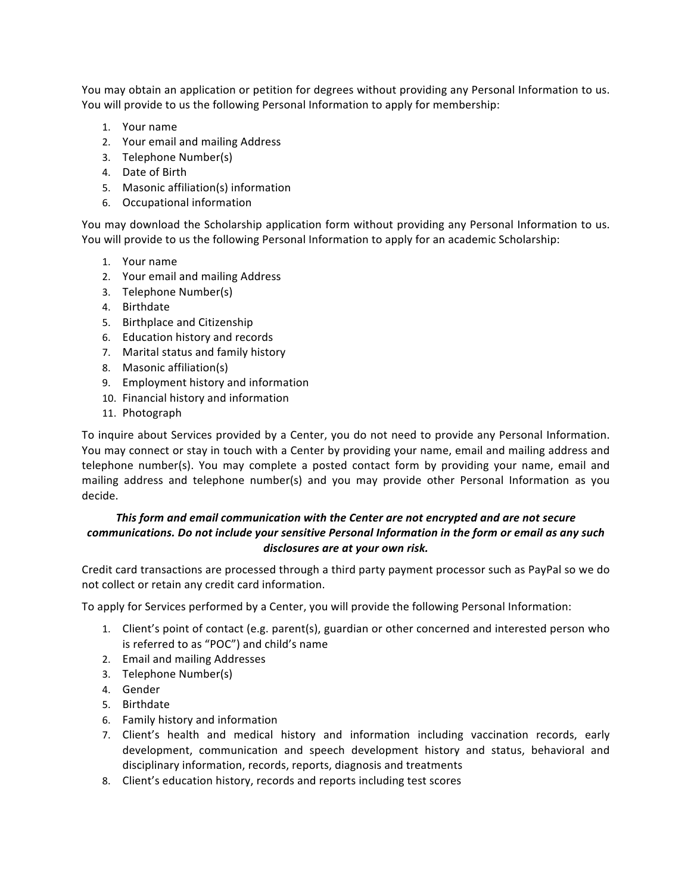You may obtain an application or petition for degrees without providing any Personal Information to us. You will provide to us the following Personal Information to apply for membership:

1. Your name
2. Your email and mailing Address
3. Telephone Number(s)
4. Date of Birth
5. Masonic affiliation(s) information
6. Occupational information

You may download the Scholarship application form without providing any Personal Information to us. You will provide to us the following Personal Information to apply for an academic Scholarship:

1. Your name
2. Your email and mailing Address
3. Telephone Number(s)
4. Birthdate
5. Birthplace and Citizenship
6. Education history and records
7. Marital status and family history
8. Masonic affiliation(s)
9. Employment history and information
10. Financial history and information
11. Photograph

To inquire about Services provided by a Center, you do not need to provide any Personal Information. You may connect or stay in touch with a Center by providing your name, email and mailing address and telephone number(s). You may complete a posted contact form by providing your name, email and mailing address and telephone number(s) and you may provide other Personal Information as you decide.

***This form and email communication with the Center are not encrypted and are not secure communications. Do not include your sensitive Personal Information in the form or email as any such disclosures are at your own risk.***

Credit card transactions are processed through a third party payment processor such as PayPal so we do not collect or retain any credit card information.

To apply for Services performed by a Center, you will provide the following Personal Information:

1. Client's point of contact (e.g. parent(s), guardian or other concerned and interested person who is referred to as "POC") and child's name
2. Email and mailing Addresses
3. Telephone Number(s)
4. Gender
5. Birthdate
6. Family history and information
7. Client's health and medical history and information including vaccination records, early development, communication and speech development history and status, behavioral and disciplinary information, records, reports, diagnosis and treatments
8. Client's education history, records and reports including test scores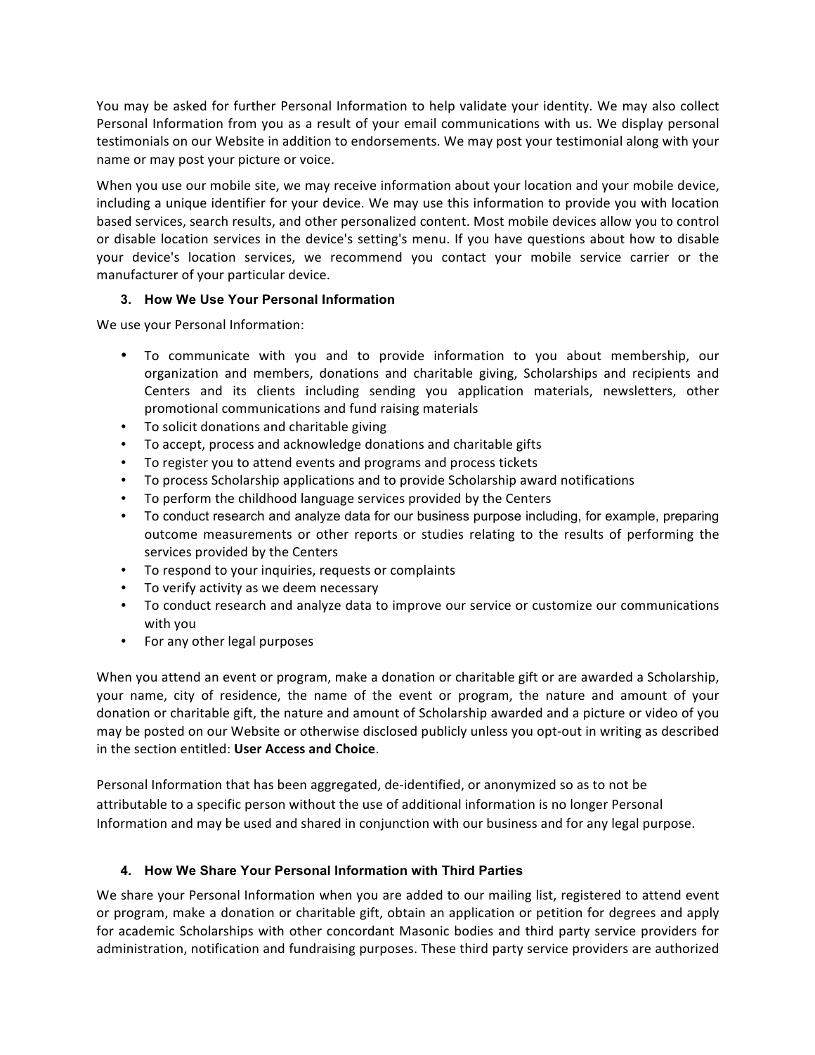You may be asked for further Personal Information to help validate your identity. We may also collect Personal Information from you as a result of your email communications with us. We display personal testimonials on our Website in addition to endorsements. We may post your testimonial along with your name or may post your picture or voice.

When you use our mobile site, we may receive information about your location and your mobile device, including a unique identifier for your device. We may use this information to provide you with location based services, search results, and other personalized content. Most mobile devices allow you to control or disable location services in the device's setting's menu. If you have questions about how to disable your device's location services, we recommend you contact your mobile service carrier or the manufacturer of your particular device.

### 3. How We Use Your Personal Information

We use your Personal Information:

- To communicate with you and to provide information to you about membership, our organization and members, donations and charitable giving, Scholarships and recipients and Centers and its clients including sending you application materials, newsletters, other promotional communications and fund raising materials
- To solicit donations and charitable giving
- To accept, process and acknowledge donations and charitable gifts
- To register you to attend events and programs and process tickets
- To process Scholarship applications and to provide Scholarship award notifications
- To perform the childhood language services provided by the Centers
- To conduct research and analyze data for our business purpose including, for example, preparing outcome measurements or other reports or studies relating to the results of performing the services provided by the Centers
- To respond to your inquiries, requests or complaints
- To verify activity as we deem necessary
- To conduct research and analyze data to improve our service or customize our communications with you
- For any other legal purposes

When you attend an event or program, make a donation or charitable gift or are awarded a Scholarship, your name, city of residence, the name of the event or program, the nature and amount of your donation or charitable gift, the nature and amount of Scholarship awarded and a picture or video of you may be posted on our Website or otherwise disclosed publicly unless you opt-out in writing as described in the section entitled: **User Access and Choice**.

Personal Information that has been aggregated, de-identified, or anonymized so as to not be attributable to a specific person without the use of additional information is no longer Personal Information and may be used and shared in conjunction with our business and for any legal purpose.

### 4. How We Share Your Personal Information with Third Parties

We share your Personal Information when you are added to our mailing list, registered to attend event or program, make a donation or charitable gift, obtain an application or petition for degrees and apply for academic Scholarships with other concordant Masonic bodies and third party service providers for administration, notification and fundraising purposes. These third party service providers are authorized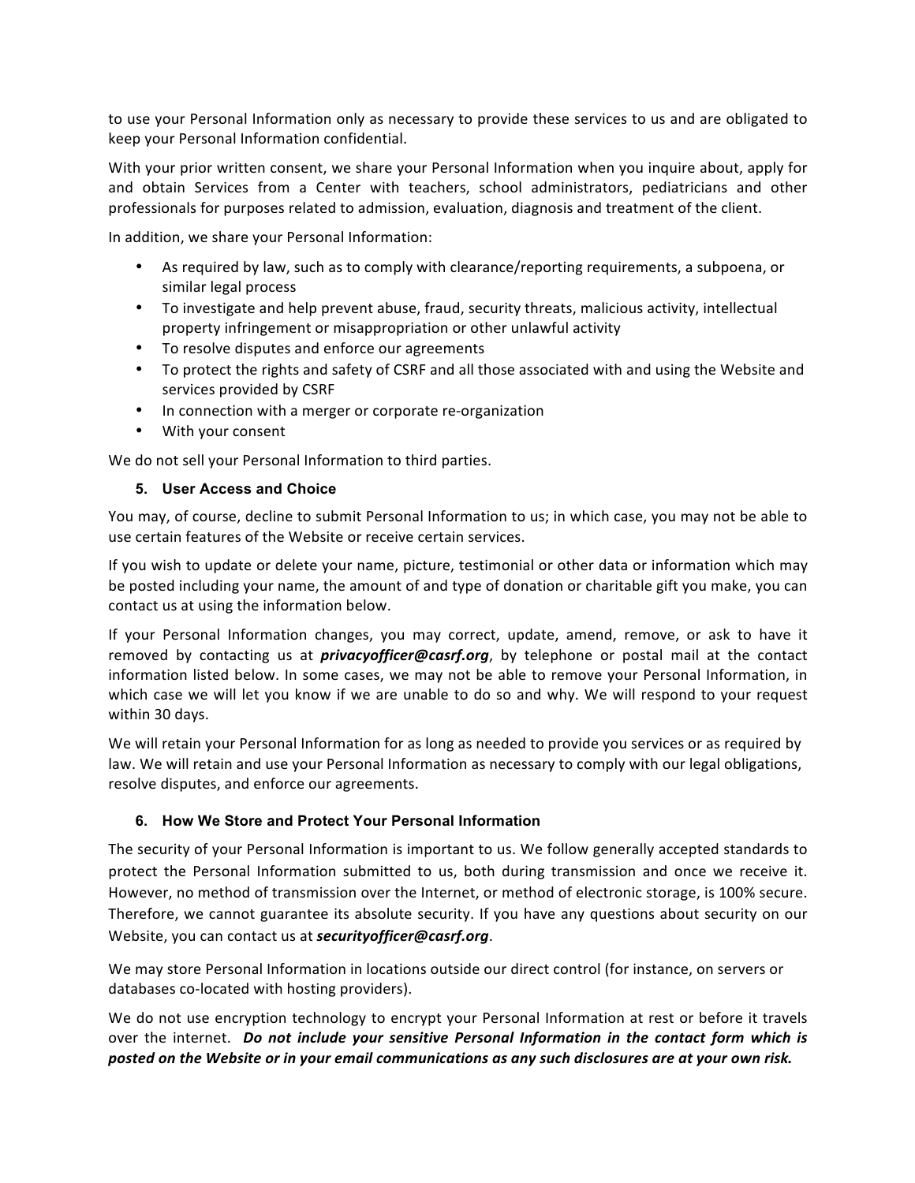to use your Personal Information only as necessary to provide these services to us and are obligated to keep your Personal Information confidential.

With your prior written consent, we share your Personal Information when you inquire about, apply for and obtain Services from a Center with teachers, school administrators, pediatricians and other professionals for purposes related to admission, evaluation, diagnosis and treatment of the client.

In addition, we share your Personal Information:

- As required by law, such as to comply with clearance/reporting requirements, a subpoena, or similar legal process
- To investigate and help prevent abuse, fraud, security threats, malicious activity, intellectual property infringement or misappropriation or other unlawful activity
- To resolve disputes and enforce our agreements
- To protect the rights and safety of CSRF and all those associated with and using the Website and services provided by CSRF
- In connection with a merger or corporate re-organization
- With your consent

We do not sell your Personal Information to third parties.

### 5. User Access and Choice

You may, of course, decline to submit Personal Information to us; in which case, you may not be able to use certain features of the Website or receive certain services.

If you wish to update or delete your name, picture, testimonial or other data or information which may be posted including your name, the amount of and type of donation or charitable gift you make, you can contact us at using the information below.

If your Personal Information changes, you may correct, update, amend, remove, or ask to have it removed by contacting us at ***privacyofficer@casrf.org***, by telephone or postal mail at the contact information listed below. In some cases, we may not be able to remove your Personal Information, in which case we will let you know if we are unable to do so and why. We will respond to your request within 30 days.

We will retain your Personal Information for as long as needed to provide you services or as required by law. We will retain and use your Personal Information as necessary to comply with our legal obligations, resolve disputes, and enforce our agreements.

### 6. How We Store and Protect Your Personal Information

The security of your Personal Information is important to us. We follow generally accepted standards to protect the Personal Information submitted to us, both during transmission and once we receive it. However, no method of transmission over the Internet, or method of electronic storage, is 100% secure. Therefore, we cannot guarantee its absolute security. If you have any questions about security on our Website, you can contact us at ***securityofficer@casrf.org***.

We may store Personal Information in locations outside our direct control (for instance, on servers or databases co-located with hosting providers).

We do not use encryption technology to encrypt your Personal Information at rest or before it travels over the internet. ***Do not include your sensitive Personal Information in the contact form which is posted on the Website or in your email communications as any such disclosures are at your own risk.***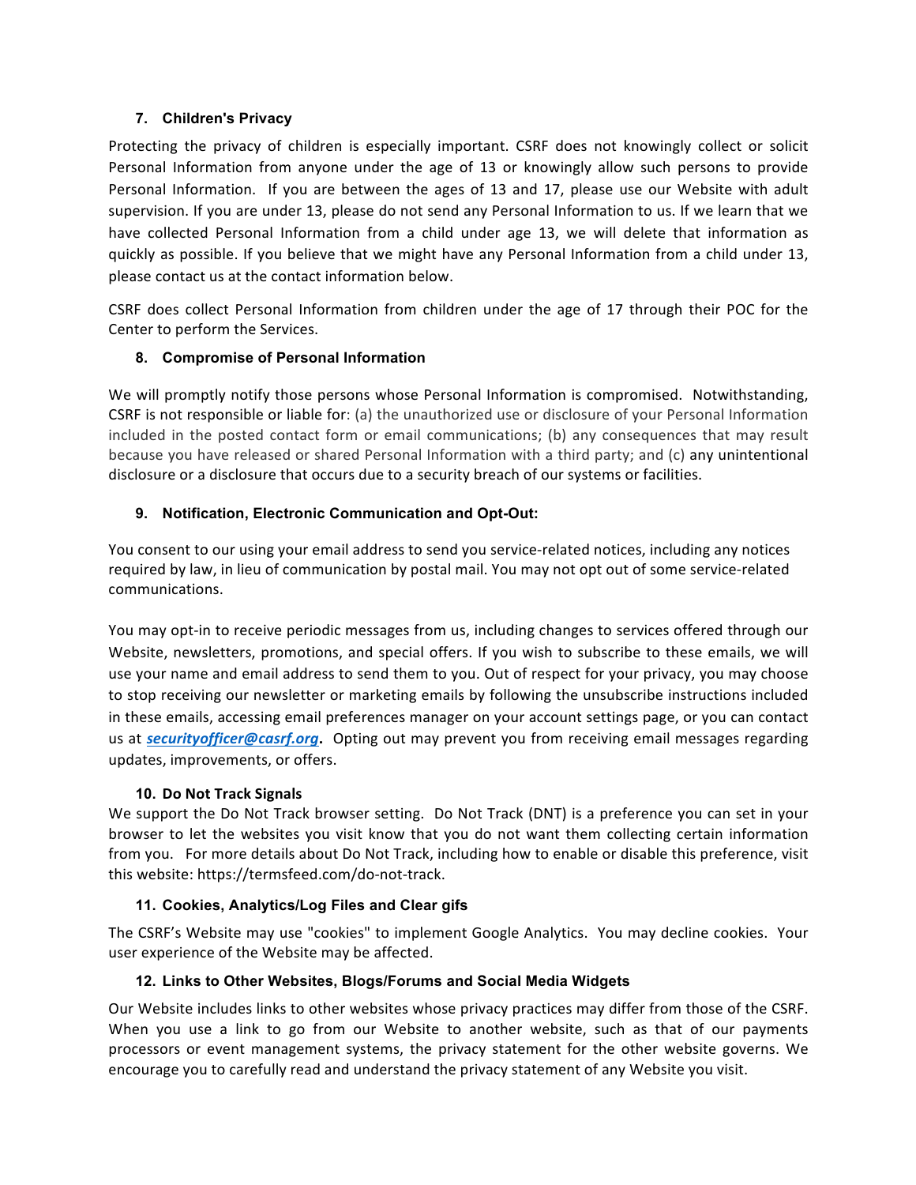### 7. Children's Privacy

Protecting the privacy of children is especially important. CSRF does not knowingly collect or solicit Personal Information from anyone under the age of 13 or knowingly allow such persons to provide Personal Information. If you are between the ages of 13 and 17, please use our Website with adult supervision. If you are under 13, please do not send any Personal Information to us. If we learn that we have collected Personal Information from a child under age 13, we will delete that information as quickly as possible. If you believe that we might have any Personal Information from a child under 13, please contact us at the contact information below.

CSRF does collect Personal Information from children under the age of 17 through their POC for the Center to perform the Services.

### 8. Compromise of Personal Information

We will promptly notify those persons whose Personal Information is compromised. Notwithstanding, CSRF is not responsible or liable for: (a) the unauthorized use or disclosure of your Personal Information included in the posted contact form or email communications; (b) any consequences that may result because you have released or shared Personal Information with a third party; and (c) any unintentional disclosure or a disclosure that occurs due to a security breach of our systems or facilities.

### 9. Notification, Electronic Communication and Opt-Out:

You consent to our using your email address to send you service-related notices, including any notices required by law, in lieu of communication by postal mail. You may not opt out of some service-related communications.

You may opt-in to receive periodic messages from us, including changes to services offered through our Website, newsletters, promotions, and special offers. If you wish to subscribe to these emails, we will use your name and email address to send them to you. Out of respect for your privacy, you may choose to stop receiving our newsletter or marketing emails by following the unsubscribe instructions included in these emails, accessing email preferences manager on your account settings page, or you can contact us at ***securityofficer@casrf.org*****.** Opting out may prevent you from receiving email messages regarding updates, improvements, or offers.

### 10. Do Not Track Signals

We support the Do Not Track browser setting. Do Not Track (DNT) is a preference you can set in your browser to let the websites you visit know that you do not want them collecting certain information from you. For more details about Do Not Track, including how to enable or disable this preference, visit this website: https://termsfeed.com/do-not-track.

### 11. Cookies, Analytics/Log Files and Clear gifs

The CSRF's Website may use "cookies" to implement Google Analytics. You may decline cookies. Your user experience of the Website may be affected.

### 12. Links to Other Websites, Blogs/Forums and Social Media Widgets

Our Website includes links to other websites whose privacy practices may differ from those of the CSRF. When you use a link to go from our Website to another website, such as that of our payments processors or event management systems, the privacy statement for the other website governs. We encourage you to carefully read and understand the privacy statement of any Website you visit.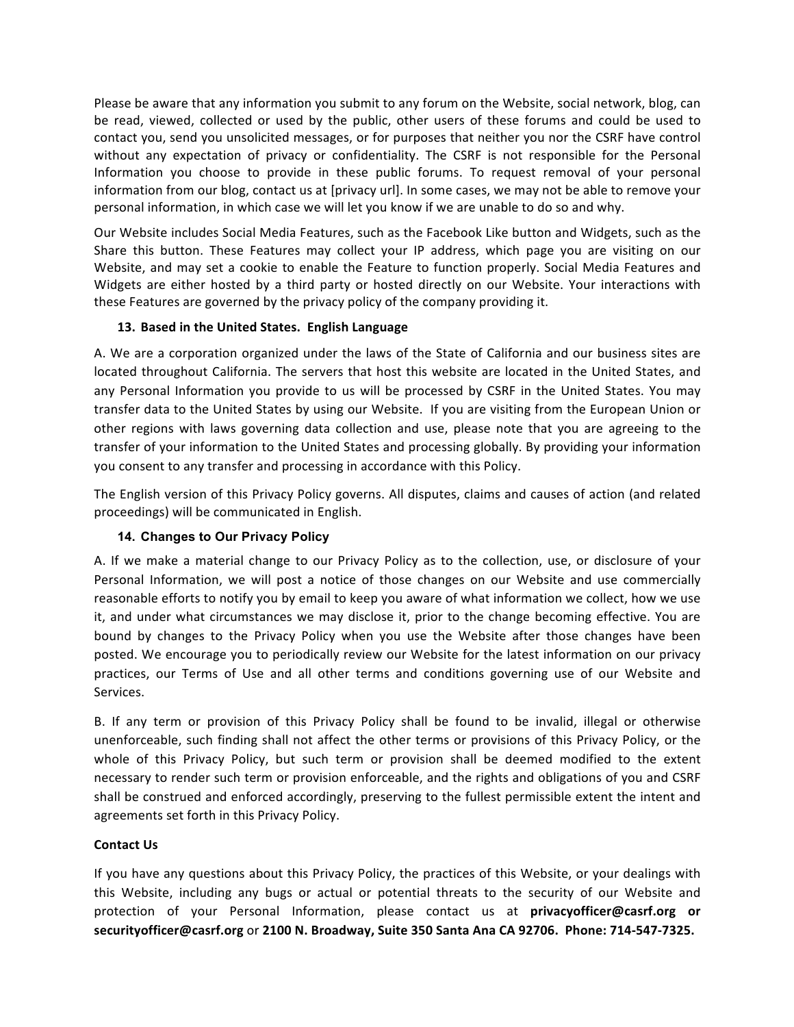Please be aware that any information you submit to any forum on the Website, social network, blog, can be read, viewed, collected or used by the public, other users of these forums and could be used to contact you, send you unsolicited messages, or for purposes that neither you nor the CSRF have control without any expectation of privacy or confidentiality. The CSRF is not responsible for the Personal Information you choose to provide in these public forums. To request removal of your personal information from our blog, contact us at [privacy url]. In some cases, we may not be able to remove your personal information, in which case we will let you know if we are unable to do so and why.

Our Website includes Social Media Features, such as the Facebook Like button and Widgets, such as the Share this button. These Features may collect your IP address, which page you are visiting on our Website, and may set a cookie to enable the Feature to function properly. Social Media Features and Widgets are either hosted by a third party or hosted directly on our Website. Your interactions with these Features are governed by the privacy policy of the company providing it.

### 13. Based in the United States. English Language

A. We are a corporation organized under the laws of the State of California and our business sites are located throughout California. The servers that host this website are located in the United States, and any Personal Information you provide to us will be processed by CSRF in the United States. You may transfer data to the United States by using our Website. If you are visiting from the European Union or other regions with laws governing data collection and use, please note that you are agreeing to the transfer of your information to the United States and processing globally. By providing your information you consent to any transfer and processing in accordance with this Policy.

The English version of this Privacy Policy governs. All disputes, claims and causes of action (and related proceedings) will be communicated in English.

### 14. Changes to Our Privacy Policy

A. If we make a material change to our Privacy Policy as to the collection, use, or disclosure of your Personal Information, we will post a notice of those changes on our Website and use commercially reasonable efforts to notify you by email to keep you aware of what information we collect, how we use it, and under what circumstances we may disclose it, prior to the change becoming effective. You are bound by changes to the Privacy Policy when you use the Website after those changes have been posted. We encourage you to periodically review our Website for the latest information on our privacy practices, our Terms of Use and all other terms and conditions governing use of our Website and Services.

B. If any term or provision of this Privacy Policy shall be found to be invalid, illegal or otherwise unenforceable, such finding shall not affect the other terms or provisions of this Privacy Policy, or the whole of this Privacy Policy, but such term or provision shall be deemed modified to the extent necessary to render such term or provision enforceable, and the rights and obligations of you and CSRF shall be construed and enforced accordingly, preserving to the fullest permissible extent the intent and agreements set forth in this Privacy Policy.

### Contact Us

If you have any questions about this Privacy Policy, the practices of this Website, or your dealings with this Website, including any bugs or actual or potential threats to the security of our Website and protection of your Personal Information, please contact us at **privacyofficer@casrf.org or securityofficer@casrf.org** or **2100 N. Broadway, Suite 350 Santa Ana CA 92706. Phone: 714-547-7325.**